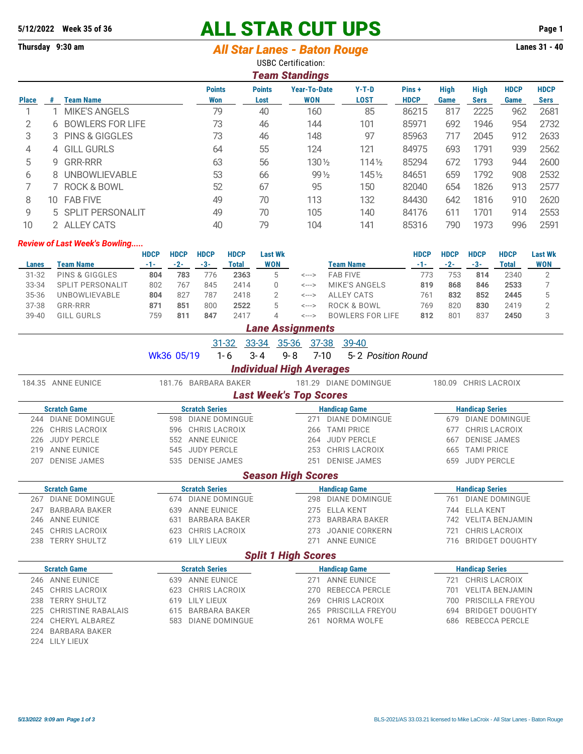5/12/2022 Week 35 of 36

# ALL STAR CUT UPS

Thursday 9:30 am

## *All Star Lanes - Baton Rouge*

Lanes 31 - 40

USBC Certification:

### *Team Standings*

| Place | # | Team Name | Points Won | Points Lost | Year-To-Date WON | Y-T-D LOST | Pins + HDCP | High Game | High Sers | HDCP Game | HDCP Sers |
|---|---|---|---|---|---|---|---|---|---|---|---|
| 1 | 1 | MIKE'S ANGELS | 79 | 40 | 160 | 85 | 86215 | 817 | 2225 | 962 | 2681 |
| 2 | 6 | BOWLERS FOR LIFE | 73 | 46 | 144 | 101 | 85971 | 692 | 1946 | 954 | 2732 |
| 3 | 3 | PINS & GIGGLES | 73 | 46 | 148 | 97 | 85963 | 717 | 2045 | 912 | 2633 |
| 4 | 4 | GILL GURLS | 64 | 55 | 124 | 121 | 84975 | 693 | 1791 | 939 | 2562 |
| 5 | 9 | GRR-RRR | 63 | 56 | 130½ | 114½ | 85294 | 672 | 1793 | 944 | 2600 |
| 6 | 8 | UNBOWLIEVABLE | 53 | 66 | 99½ | 145½ | 84651 | 659 | 1792 | 908 | 2532 |
| 7 | 7 | ROCK & BOWL | 52 | 67 | 95 | 150 | 82040 | 654 | 1826 | 913 | 2577 |
| 8 | 10 | FAB FIVE | 49 | 70 | 113 | 132 | 84430 | 642 | 1816 | 910 | 2620 |
| 9 | 5 | SPLIT PERSONALIT | 49 | 70 | 105 | 140 | 84176 | 611 | 1701 | 914 | 2553 |
| 10 | 2 | ALLEY CATS | 40 | 79 | 104 | 141 | 85316 | 790 | 1973 | 996 | 2591 |

*Review of Last Week's Bowling.....*

| Lanes | Team Name | HDCP -1- | HDCP -2- | HDCP -3- | HDCP Total | Last Wk WON | | Team Name | HDCP -1- | HDCP -2- | HDCP -3- | HDCP Total | Last Wk WON |
|---|---|---|---|---|---|---|---|---|---|---|---|---|---|
| 31-32 | PINS & GIGGLES | **804** | **783** | 776 | **2363** | 5 | <---> | FAB FIVE | 773 | 753 | **814** | 2340 | 2 |
| 33-34 | SPLIT PERSONALIT | 802 | 767 | 845 | 2414 | 0 | <---> | MIKE'S ANGELS | **819** | **868** | **846** | **2533** | 7 |
| 35-36 | UNBOWLIEVABLE | **804** | 827 | 787 | 2418 | 2 | <---> | ALLEY CATS | 761 | **832** | **852** | **2445** | 5 |
| 37-38 | GRR-RRR | **871** | **851** | 800 | **2522** | 5 | <---> | ROCK & BOWL | 769 | 820 | **830** | 2419 | 2 |
| 39-40 | GILL GURLS | 759 | **811** | **847** | 2417 | 4 | <---> | BOWLERS FOR LIFE | **812** | 801 | 837 | **2450** | 3 |

### *Lane Assignments*

| | 31-32 | 33-34 | 35-36 | 37-38 | 39-40 | |
|---|---|---|---|---|---|---|
| Wk36 05/19 | 1-6 | 3-4 | 9-8 | 7-10 | 5-2 | *Position Round* |

### *Individual High Averages*

184.35 ANNE EUNICE | 181.76 BARBARA BAKER | 181.29 DIANE DOMINGUE | 180.09 CHRIS LACROIX

### *Last Week's Top Scores*

| Scratch Game | Scratch Series | Handicap Game | Handicap Series |
|---|---|---|---|
| 244 DIANE DOMINGUE | 598 DIANE DOMINGUE | 271 DIANE DOMINGUE | 679 DIANE DOMINGUE |
| 226 CHRIS LACROIX | 596 CHRIS LACROIX | 266 TAMI PRICE | 677 CHRIS LACROIX |
| 226 JUDY PERCLE | 552 ANNE EUNICE | 264 JUDY PERCLE | 667 DENISE JAMES |
| 219 ANNE EUNICE | 545 JUDY PERCLE | 253 CHRIS LACROIX | 665 TAMI PRICE |
| 207 DENISE JAMES | 535 DENISE JAMES | 251 DENISE JAMES | 659 JUDY PERCLE |

### *Season High Scores*

| Scratch Game | Scratch Series | Handicap Game | Handicap Series |
|---|---|---|---|
| 267 DIANE DOMINGUE | 674 DIANE DOMINGUE | 298 DIANE DOMINGUE | 761 DIANE DOMINGUE |
| 247 BARBARA BAKER | 639 ANNE EUNICE | 275 ELLA KENT | 744 ELLA KENT |
| 246 ANNE EUNICE | 631 BARBARA BAKER | 273 BARBARA BAKER | 742 VELITA BENJAMIN |
| 245 CHRIS LACROIX | 623 CHRIS LACROIX | 273 JOANIE CORKERN | 721 CHRIS LACROIX |
| 238 TERRY SHULTZ | 619 LILY LIEUX | 271 ANNE EUNICE | 716 BRIDGET DOUGHTY |

### *Split 1 High Scores*

| Scratch Game | Scratch Series | Handicap Game | Handicap Series |
|---|---|---|---|
| 246 ANNE EUNICE | 639 ANNE EUNICE | 271 ANNE EUNICE | 721 CHRIS LACROIX |
| 245 CHRIS LACROIX | 623 CHRIS LACROIX | 270 REBECCA PERCLE | 701 VELITA BENJAMIN |
| 238 TERRY SHULTZ | 619 LILY LIEUX | 269 CHRIS LACROIX | 700 PRISCILLA FREYOU |
| 225 CHRISTINE RABALAIS | 615 BARBARA BAKER | 265 PRISCILLA FREYOU | 694 BRIDGET DOUGHTY |
| 224 CHERYL ALBAREZ | 583 DIANE DOMINGUE | 261 NORMA WOLFE | 686 REBECCA PERCLE |
| 224 BARBARA BAKER | | | |
| 224 LILY LIEUX | | | |

*5/13/2022 9:09 am*

BLS-2021/AS 33.03.21 licensed to Mike LaCroix - All Star Lanes - Baton Rouge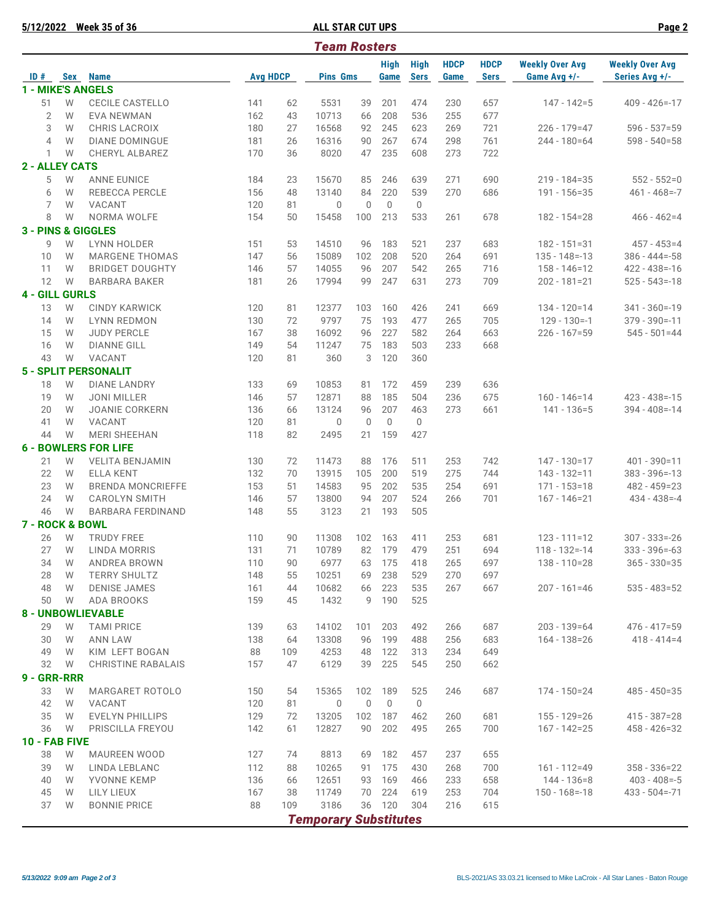**5/12/2022 Week 35 of 36** **ALL STAR CUT UPS**

## *Team Rosters*

| ID # | Sex | Name | Avg | HDCP | Pins | Gms | High Game | High Sers | HDCP Game | HDCP Sers | Weekly Over Avg Game Avg +/- | Weekly Over Avg Series Avg +/- |
|---|---|---|---|---|---|---|---|---|---|---|---|---|
| **1 - MIKE'S ANGELS** | | | | | | | | | | | | |
| 51 | W | CECILE CASTELLO | 141 | 62 | 5531 | 39 | 201 | 474 | 230 | 657 | 147 - 142=5 | 409 - 426=-17 |
| 2 | W | EVA NEWMAN | 162 | 43 | 10713 | 66 | 208 | 536 | 255 | 677 | | |
| 3 | W | CHRIS LACROIX | 180 | 27 | 16568 | 92 | 245 | 623 | 269 | 721 | 226 - 179=47 | 596 - 537=59 |
| 4 | W | DIANE DOMINGUE | 181 | 26 | 16316 | 90 | 267 | 674 | 298 | 761 | 244 - 180=64 | 598 - 540=58 |
| 1 | W | CHERYL ALBAREZ | 170 | 36 | 8020 | 47 | 235 | 608 | 273 | 722 | | |
| **2 - ALLEY CATS** | | | | | | | | | | | | |
| 5 | W | ANNE EUNICE | 184 | 23 | 15670 | 85 | 246 | 639 | 271 | 690 | 219 - 184=35 | 552 - 552=0 |
| 6 | W | REBECCA PERCLE | 156 | 48 | 13140 | 84 | 220 | 539 | 270 | 686 | 191 - 156=35 | 461 - 468=-7 |
| 7 | W | VACANT | 120 | 81 | 0 | 0 | 0 | 0 | | | | |
| 8 | W | NORMA WOLFE | 154 | 50 | 15458 | 100 | 213 | 533 | 261 | 678 | 182 - 154=28 | 466 - 462=4 |
| **3 - PINS & GIGGLES** | | | | | | | | | | | | |
| 9 | W | LYNN HOLDER | 151 | 53 | 14510 | 96 | 183 | 521 | 237 | 683 | 182 - 151=31 | 457 - 453=4 |
| 10 | W | MARGENE THOMAS | 147 | 56 | 15089 | 102 | 208 | 520 | 264 | 691 | 135 - 148=-13 | 386 - 444=-58 |
| 11 | W | BRIDGET DOUGHTY | 146 | 57 | 14055 | 96 | 207 | 542 | 265 | 716 | 158 - 146=12 | 422 - 438=-16 |
| 12 | W | BARBARA BAKER | 181 | 26 | 17994 | 99 | 247 | 631 | 273 | 709 | 202 - 181=21 | 525 - 543=-18 |
| **4 - GILL GURLS** | | | | | | | | | | | | |
| 13 | W | CINDY KARWICK | 120 | 81 | 12377 | 103 | 160 | 426 | 241 | 669 | 134 - 120=14 | 341 - 360=-19 |
| 14 | W | LYNN REDMON | 130 | 72 | 9797 | 75 | 193 | 477 | 265 | 705 | 129 - 130=-1 | 379 - 390=-11 |
| 15 | W | JUDY PERCLE | 167 | 38 | 16092 | 96 | 227 | 582 | 264 | 663 | 226 - 167=59 | 545 - 501=44 |
| 16 | W | DIANNE GILL | 149 | 54 | 11247 | 75 | 183 | 503 | 233 | 668 | | |
| 43 | W | VACANT | 120 | 81 | 360 | 3 | 120 | 360 | | | | |
| **5 - SPLIT PERSONALIT** | | | | | | | | | | | | |
| 18 | W | DIANE LANDRY | 133 | 69 | 10853 | 81 | 172 | 459 | 239 | 636 | | |
| 19 | W | JONI MILLER | 146 | 57 | 12871 | 88 | 185 | 504 | 236 | 675 | 160 - 146=14 | 423 - 438=-15 |
| 20 | W | JOANIE CORKERN | 136 | 66 | 13124 | 96 | 207 | 463 | 273 | 661 | 141 - 136=5 | 394 - 408=-14 |
| 41 | W | VACANT | 120 | 81 | 0 | 0 | 0 | 0 | | | | |
| 44 | W | MERI SHEEHAN | 118 | 82 | 2495 | 21 | 159 | 427 | | | | |
| **6 - BOWLERS FOR LIFE** | | | | | | | | | | | | |
| 21 | W | VELITA BENJAMIN | 130 | 72 | 11473 | 88 | 176 | 511 | 253 | 742 | 147 - 130=17 | 401 - 390=11 |
| 22 | W | ELLA KENT | 132 | 70 | 13915 | 105 | 200 | 519 | 275 | 744 | 143 - 132=11 | 383 - 396=-13 |
| 23 | W | BRENDA MONCRIEFFE | 153 | 51 | 14583 | 95 | 202 | 535 | 254 | 691 | 171 - 153=18 | 482 - 459=23 |
| 24 | W | CAROLYN SMITH | 146 | 57 | 13800 | 94 | 207 | 524 | 266 | 701 | 167 - 146=21 | 434 - 438=-4 |
| 46 | W | BARBARA FERDINAND | 148 | 55 | 3123 | 21 | 193 | 505 | | | | |
| **7 - ROCK & BOWL** | | | | | | | | | | | | |
| 26 | W | TRUDY FREE | 110 | 90 | 11308 | 102 | 163 | 411 | 253 | 681 | 123 - 111=12 | 307 - 333=-26 |
| 27 | W | LINDA MORRIS | 131 | 71 | 10789 | 82 | 179 | 479 | 251 | 694 | 118 - 132=-14 | 333 - 396=-63 |
| 34 | W | ANDREA BROWN | 110 | 90 | 6977 | 63 | 175 | 418 | 265 | 697 | 138 - 110=28 | 365 - 330=35 |
| 28 | W | TERRY SHULTZ | 148 | 55 | 10251 | 69 | 238 | 529 | 270 | 697 | | |
| 48 | W | DENISE JAMES | 161 | 44 | 10682 | 66 | 223 | 535 | 267 | 667 | 207 - 161=46 | 535 - 483=52 |
| 50 | W | ADA BROOKS | 159 | 45 | 1432 | 9 | 190 | 525 | | | | |
| **8 - UNBOWLIEVABLE** | | | | | | | | | | | | |
| 29 | W | TAMI PRICE | 139 | 63 | 14102 | 101 | 203 | 492 | 266 | 687 | 203 - 139=64 | 476 - 417=59 |
| 30 | W | ANN LAW | 138 | 64 | 13308 | 96 | 199 | 488 | 256 | 683 | 164 - 138=26 | 418 - 414=4 |
| 49 | W | KIM LEFT BOGAN | 88 | 109 | 4253 | 48 | 122 | 313 | 234 | 649 | | |
| 32 | W | CHRISTINE RABALAIS | 157 | 47 | 6129 | 39 | 225 | 545 | 250 | 662 | | |
| **9 - GRR-RRR** | | | | | | | | | | | | |
| 33 | W | MARGARET ROTOLO | 150 | 54 | 15365 | 102 | 189 | 525 | 246 | 687 | 174 - 150=24 | 485 - 450=35 |
| 42 | W | VACANT | 120 | 81 | 0 | 0 | 0 | 0 | | | | |
| 35 | W | EVELYN PHILLIPS | 129 | 72 | 13205 | 102 | 187 | 462 | 260 | 681 | 155 - 129=26 | 415 - 387=28 |
| 36 | W | PRISCILLA FREYOU | 142 | 61 | 12827 | 90 | 202 | 495 | 265 | 700 | 167 - 142=25 | 458 - 426=32 |
| **10 - FAB FIVE** | | | | | | | | | | | | |
| 38 | W | MAUREEN WOOD | 127 | 74 | 8813 | 69 | 182 | 457 | 237 | 655 | | |
| 39 | W | LINDA LEBLANC | 112 | 88 | 10265 | 91 | 175 | 430 | 268 | 700 | 161 - 112=49 | 358 - 336=22 |
| 40 | W | YVONNE KEMP | 136 | 66 | 12651 | 93 | 169 | 466 | 233 | 658 | 144 - 136=8 | 403 - 408=-5 |
| 45 | W | LILY LIEUX | 167 | 38 | 11749 | 70 | 224 | 619 | 253 | 704 | 150 - 168=-18 | 433 - 504=-71 |
| 37 | W | BONNIE PRICE | 88 | 109 | 3186 | 36 | 120 | 304 | 216 | 615 | | |

## *Temporary Substitutes*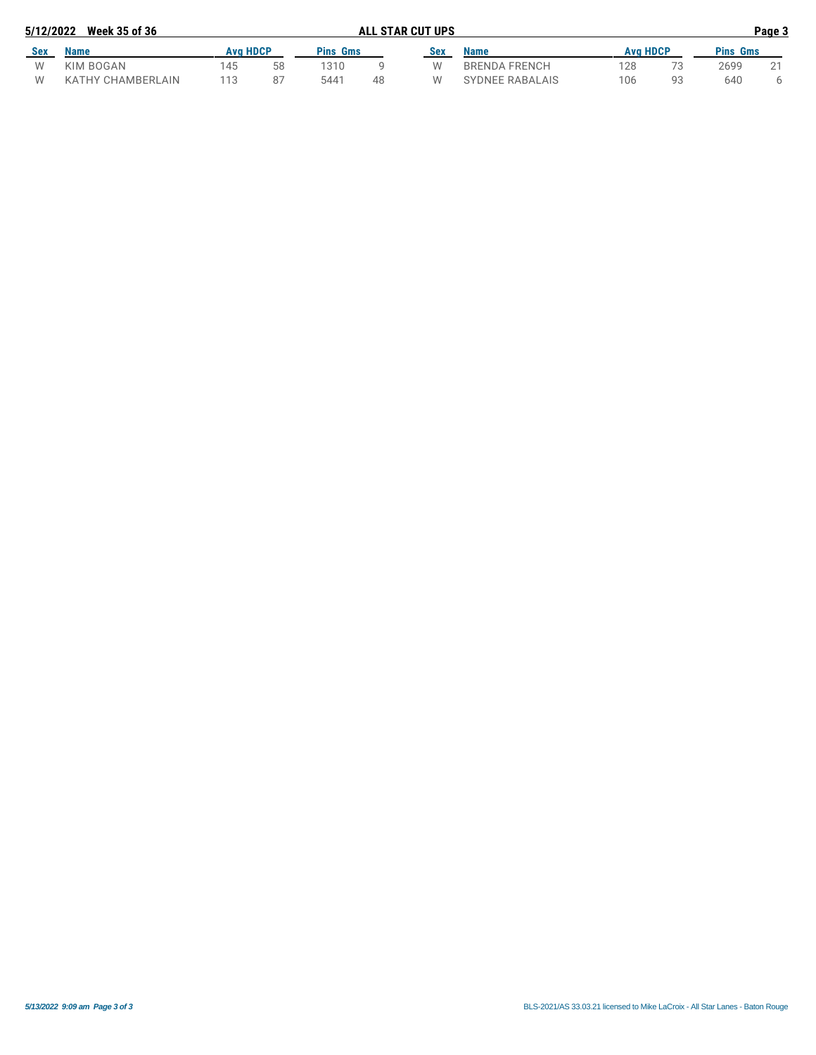| Sex | Name | Avg | HDCP | Pins | Gms | Sex | Name | Avg | HDCP | Pins | Gms |
| --- | --- | --- | --- | --- | --- | --- | --- | --- | --- | --- | --- |
| W | KIM BOGAN | 145 | 58 | 1310 | 9 | W | BRENDA FRENCH | 128 | 73 | 2699 | 21 |
| W | KATHY CHAMBERLAIN | 113 | 87 | 5441 | 48 | W | SYDNEE RABALAIS | 106 | 93 | 640 | 6 |